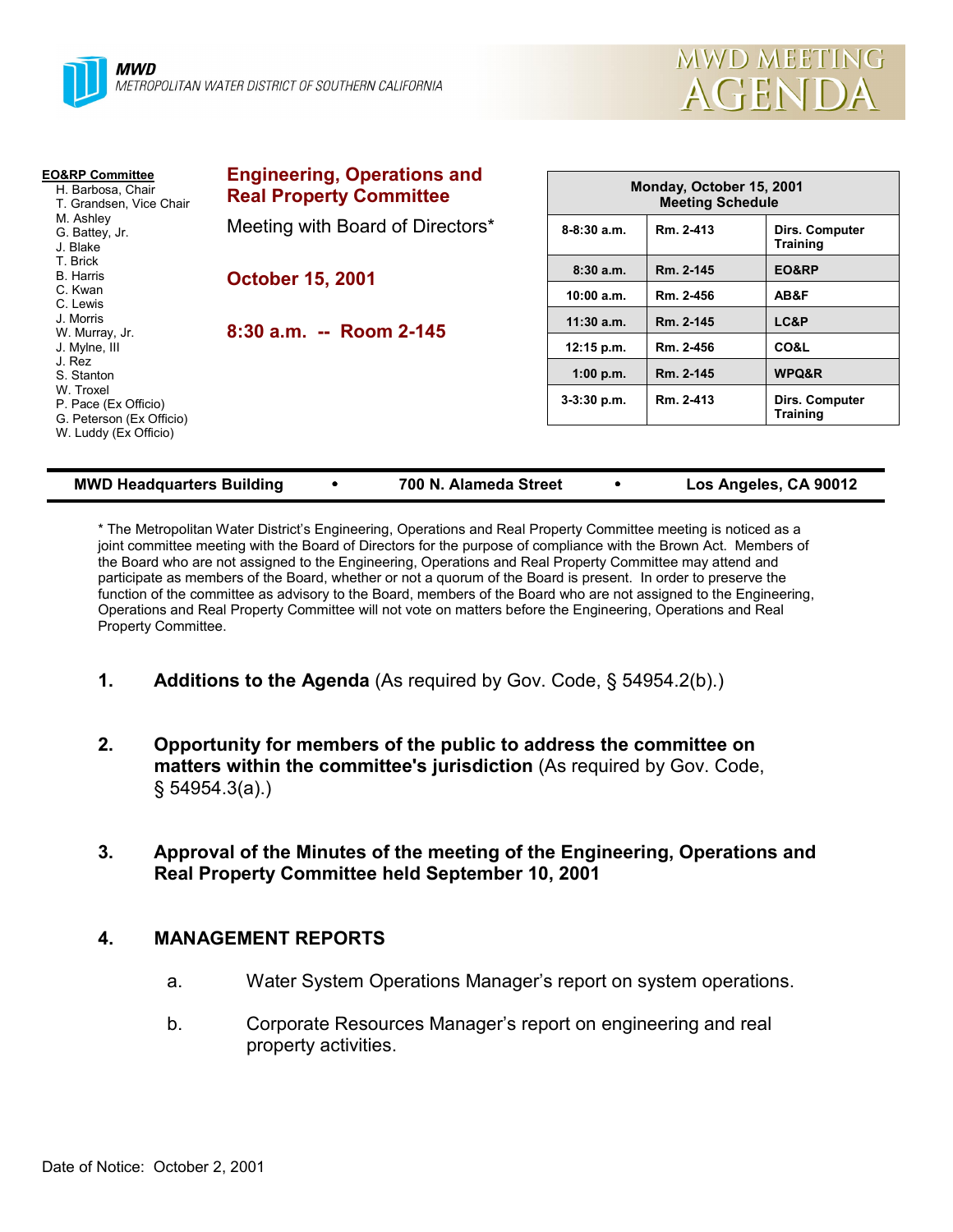MWD
METROPOLITAN WATER DISTRICT OF SOUTHERN CALIFORNIA

# MWD MEETING AGENDA

**EO&RP Committee**
- H. Barbosa, Chair
- T. Grandsen, Vice Chair
- M. Ashley
- G. Battey, Jr.
- J. Blake
- T. Brick
- B. Harris
- C. Kwan
- C. Lewis
- J. Morris
- W. Murray, Jr.
- J. Mylne, III
- J. Rez
- S. Stanton
- W. Troxel
- P. Pace (Ex Officio)
- G. Peterson (Ex Officio)
- W. Luddy (Ex Officio)

## Engineering, Operations and Real Property Committee

Meeting with Board of Directors*

**October 15, 2001**

**8:30 a.m. -- Room 2-145**

| Monday, October 15, 2001 Meeting Schedule | | |
|---|---|---|
| 8-8:30 a.m. | Rm. 2-413 | Dirs. Computer Training |
| 8:30 a.m. | Rm. 2-145 | EO&RP |
| 10:00 a.m. | Rm. 2-456 | AB&F |
| 11:30 a.m. | Rm. 2-145 | LC&P |
| 12:15 p.m. | Rm. 2-456 | CO&L |
| 1:00 p.m. | Rm. 2-145 | WPQ&R |
| 3-3:30 p.m. | Rm. 2-413 | Dirs. Computer Training |

**MWD Headquarters Building • 700 N. Alameda Street • Los Angeles, CA 90012**

* The Metropolitan Water District's Engineering, Operations and Real Property Committee meeting is noticed as a joint committee meeting with the Board of Directors for the purpose of compliance with the Brown Act. Members of the Board who are not assigned to the Engineering, Operations and Real Property Committee may attend and participate as members of the Board, whether or not a quorum of the Board is present. In order to preserve the function of the committee as advisory to the Board, members of the Board who are not assigned to the Engineering, Operations and Real Property Committee will not vote on matters before the Engineering, Operations and Real Property Committee.

1. **Additions to the Agenda** (As required by Gov. Code, § 54954.2(b).)

2. **Opportunity for members of the public to address the committee on matters within the committee's jurisdiction** (As required by Gov. Code, § 54954.3(a).)

3. **Approval of the Minutes of the meeting of the Engineering, Operations and Real Property Committee held September 10, 2001**

4. **MANAGEMENT REPORTS**

   a. Water System Operations Manager's report on system operations.

   b. Corporate Resources Manager's report on engineering and real property activities.

Date of Notice: October 2, 2001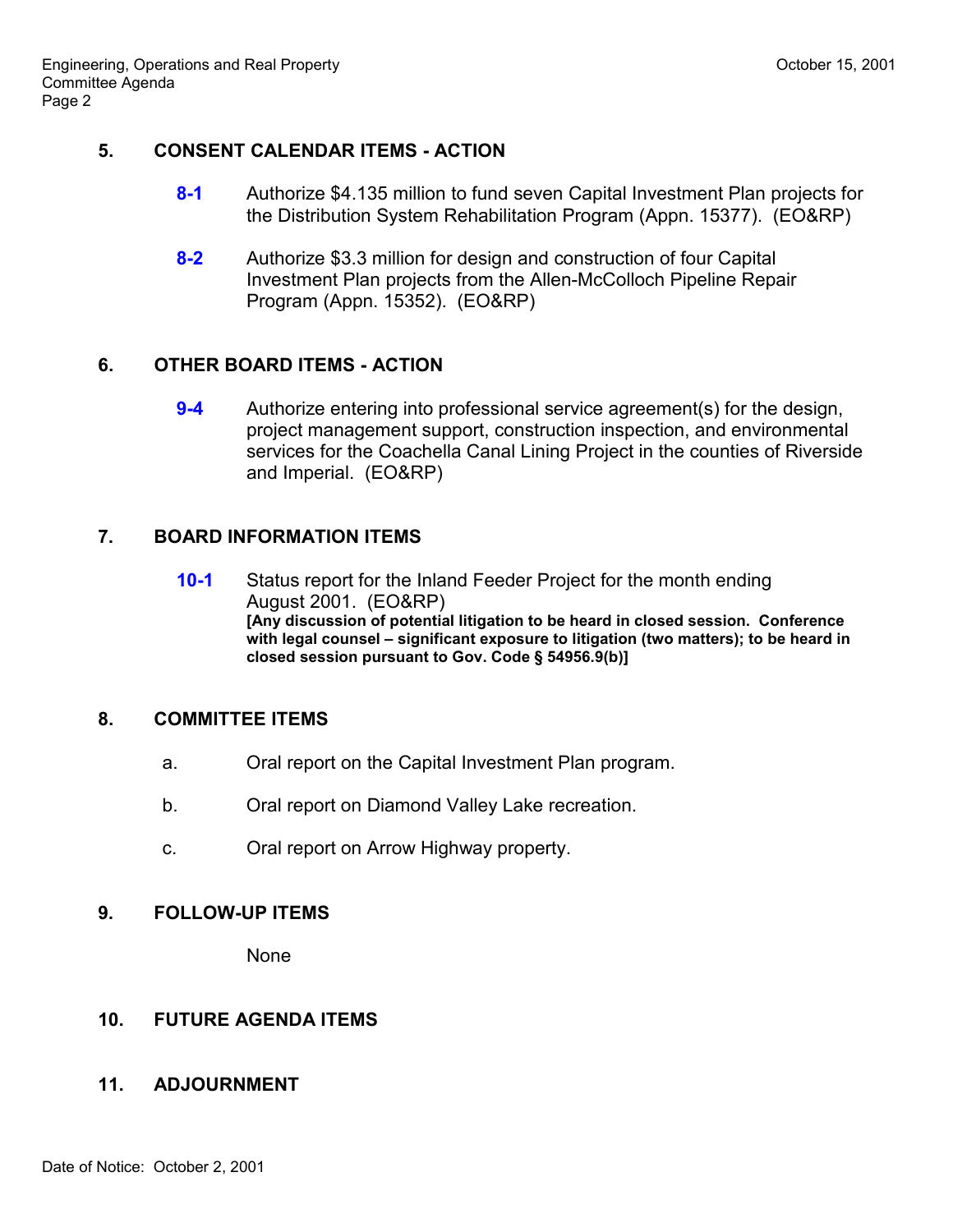## 5. CONSENT CALENDAR ITEMS - ACTION

**8-1** Authorize $4.135 million to fund seven Capital Investment Plan projects for the Distribution System Rehabilitation Program (Appn. 15377). (EO&RP)

**8-2** Authorize $3.3 million for design and construction of four Capital Investment Plan projects from the Allen-McColloch Pipeline Repair Program (Appn. 15352). (EO&RP)

## 6. OTHER BOARD ITEMS - ACTION

**9-4** Authorize entering into professional service agreement(s) for the design, project management support, construction inspection, and environmental services for the Coachella Canal Lining Project in the counties of Riverside and Imperial. (EO&RP)

## 7. BOARD INFORMATION ITEMS

**10-1** Status report for the Inland Feeder Project for the month ending August 2001. (EO&RP)
**[Any discussion of potential litigation to be heard in closed session. Conference with legal counsel – significant exposure to litigation (two matters); to be heard in closed session pursuant to Gov. Code § 54956.9(b)]**

## 8. COMMITTEE ITEMS

a. Oral report on the Capital Investment Plan program.

b. Oral report on Diamond Valley Lake recreation.

c. Oral report on Arrow Highway property.

## 9. FOLLOW-UP ITEMS

None

## 10. FUTURE AGENDA ITEMS

## 11. ADJOURNMENT

Date of Notice: October 2, 2001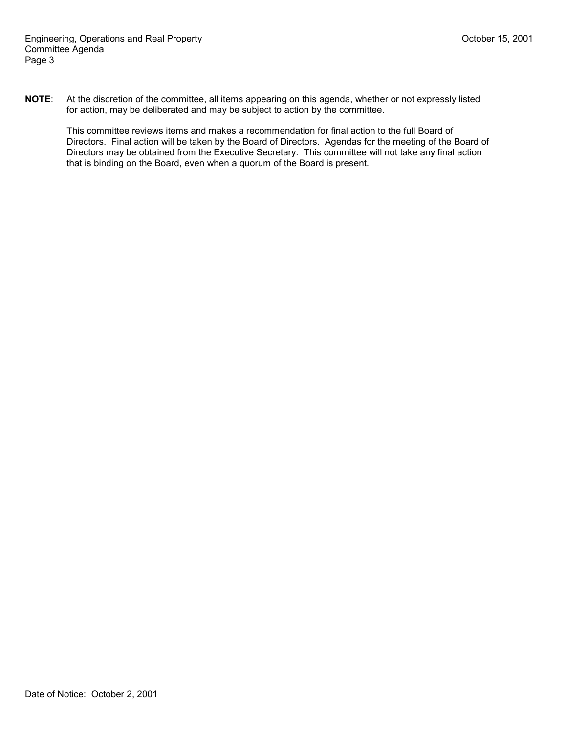**NOTE**: At the discretion of the committee, all items appearing on this agenda, whether or not expressly listed for action, may be deliberated and may be subject to action by the committee.

This committee reviews items and makes a recommendation for final action to the full Board of Directors. Final action will be taken by the Board of Directors. Agendas for the meeting of the Board of Directors may be obtained from the Executive Secretary. This committee will not take any final action that is binding on the Board, even when a quorum of the Board is present.

Date of Notice: October 2, 2001